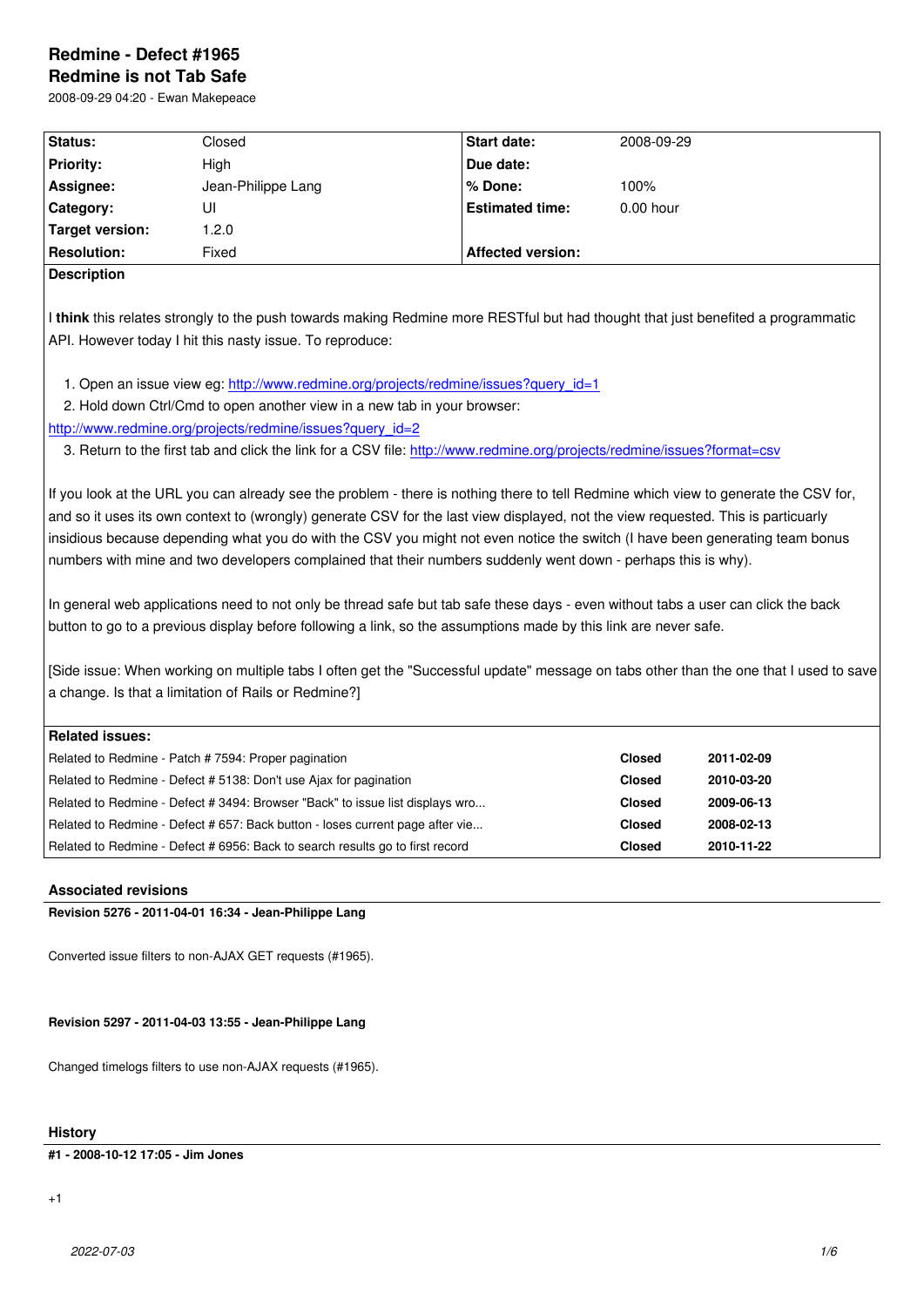# Redmine - Defect #1965

## Redmine is not Tab Safe

2008-09-29 04:20 - Ewan Makepeace

| Status: | Closed | Start date: | 2008-09-29 |
|---|---|---|---|
| Priority: | High | Due date: | |
| Assignee: | Jean-Philippe Lang | % Done: | 100% |
| Category: | UI | Estimated time: | 0.00 hour |
| Target version: | 1.2.0 | | |
| Resolution: | Fixed | Affected version: | |

**Description**

I **think** this relates strongly to the push towards making Redmine more RESTful but had thought that just benefited a programmatic API. However today I hit this nasty issue. To reproduce:

1. Open an issue view eg: http://www.redmine.org/projects/redmine/issues?query_id=1
2. Hold down Ctrl/Cmd to open another view in a new tab in your browser: http://www.redmine.org/projects/redmine/issues?query_id=2
3. Return to the first tab and click the link for a CSV file: http://www.redmine.org/projects/redmine/issues?format=csv

If you look at the URL you can already see the problem - there is nothing there to tell Redmine which view to generate the CSV for, and so it uses its own context to (wrongly) generate CSV for the last view displayed, not the view requested. This is particuarly insidious because depending what you do with the CSV you might not even notice the switch (I have been generating team bonus numbers with mine and two developers complained that their numbers suddenly went down - perhaps this is why).

In general web applications need to not only be thread safe but tab safe these days - even without tabs a user can click the back button to go to a previous display before following a link, so the assumptions made by this link are never safe.

[Side issue: When working on multiple tabs I often get the "Successful update" message on tabs other than the one that I used to save a change. Is that a limitation of Rails or Redmine?]

**Related issues:**

| | | |
|---|---|---|
| Related to Redmine - Patch # 7594: Proper pagination | Closed | 2011-02-09 |
| Related to Redmine - Defect # 5138: Don't use Ajax for pagination | Closed | 2010-03-20 |
| Related to Redmine - Defect # 3494: Browser "Back" to issue list displays wro... | Closed | 2009-06-13 |
| Related to Redmine - Defect # 657: Back button - loses current page after vie... | Closed | 2008-02-13 |
| Related to Redmine - Defect # 6956: Back to search results go to first record | Closed | 2010-11-22 |

### Associated revisions

**Revision 5276 - 2011-04-01 16:34 - Jean-Philippe Lang**

Converted issue filters to non-AJAX GET requests (#1965).

**Revision 5297 - 2011-04-03 13:55 - Jean-Philippe Lang**

Changed timelogs filters to use non-AJAX requests (#1965).

### History

**#1 - 2008-10-12 17:05 - Jim Jones**

+1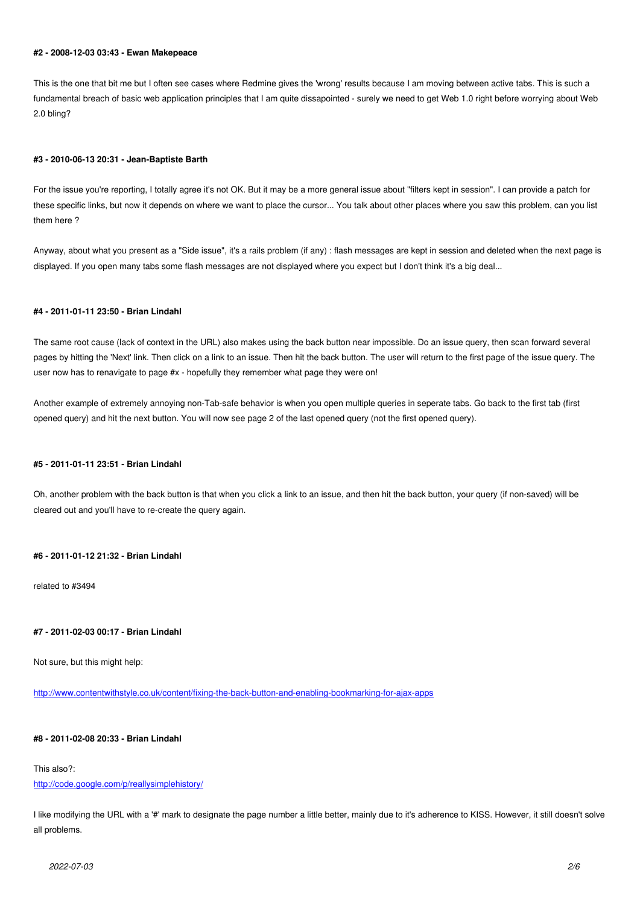#### #2 - 2008-12-03 03:43 - Ewan Makepeace

This is the one that bit me but I often see cases where Redmine gives the 'wrong' results because I am moving between active tabs. This is such a fundamental breach of basic web application principles that I am quite dissapointed - surely we need to get Web 1.0 right before worrying about Web 2.0 bling?

#### #3 - 2010-06-13 20:31 - Jean-Baptiste Barth

For the issue you're reporting, I totally agree it's not OK. But it may be a more general issue about "filters kept in session". I can provide a patch for these specific links, but now it depends on where we want to place the cursor... You talk about other places where you saw this problem, can you list them here ?

Anyway, about what you present as a "Side issue", it's a rails problem (if any) : flash messages are kept in session and deleted when the next page is displayed. If you open many tabs some flash messages are not displayed where you expect but I don't think it's a big deal...

#### #4 - 2011-01-11 23:50 - Brian Lindahl

The same root cause (lack of context in the URL) also makes using the back button near impossible. Do an issue query, then scan forward several pages by hitting the 'Next' link. Then click on a link to an issue. Then hit the back button. The user will return to the first page of the issue query. The user now has to renavigate to page #x - hopefully they remember what page they were on!

Another example of extremely annoying non-Tab-safe behavior is when you open multiple queries in seperate tabs. Go back to the first tab (first opened query) and hit the next button. You will now see page 2 of the last opened query (not the first opened query).

#### #5 - 2011-01-11 23:51 - Brian Lindahl

Oh, another problem with the back button is that when you click a link to an issue, and then hit the back button, your query (if non-saved) will be cleared out and you'll have to re-create the query again.

#### #6 - 2011-01-12 21:32 - Brian Lindahl

related to #3494

#### #7 - 2011-02-03 00:17 - Brian Lindahl

Not sure, but this might help:

http://www.contentwithstyle.co.uk/content/fixing-the-back-button-and-enabling-bookmarking-for-ajax-apps

#### #8 - 2011-02-08 20:33 - Brian Lindahl

This also?:
http://code.google.com/p/reallysimplehistory/

I like modifying the URL with a '#' mark to designate the page number a little better, mainly due to it's adherence to KISS. However, it still doesn't solve all problems.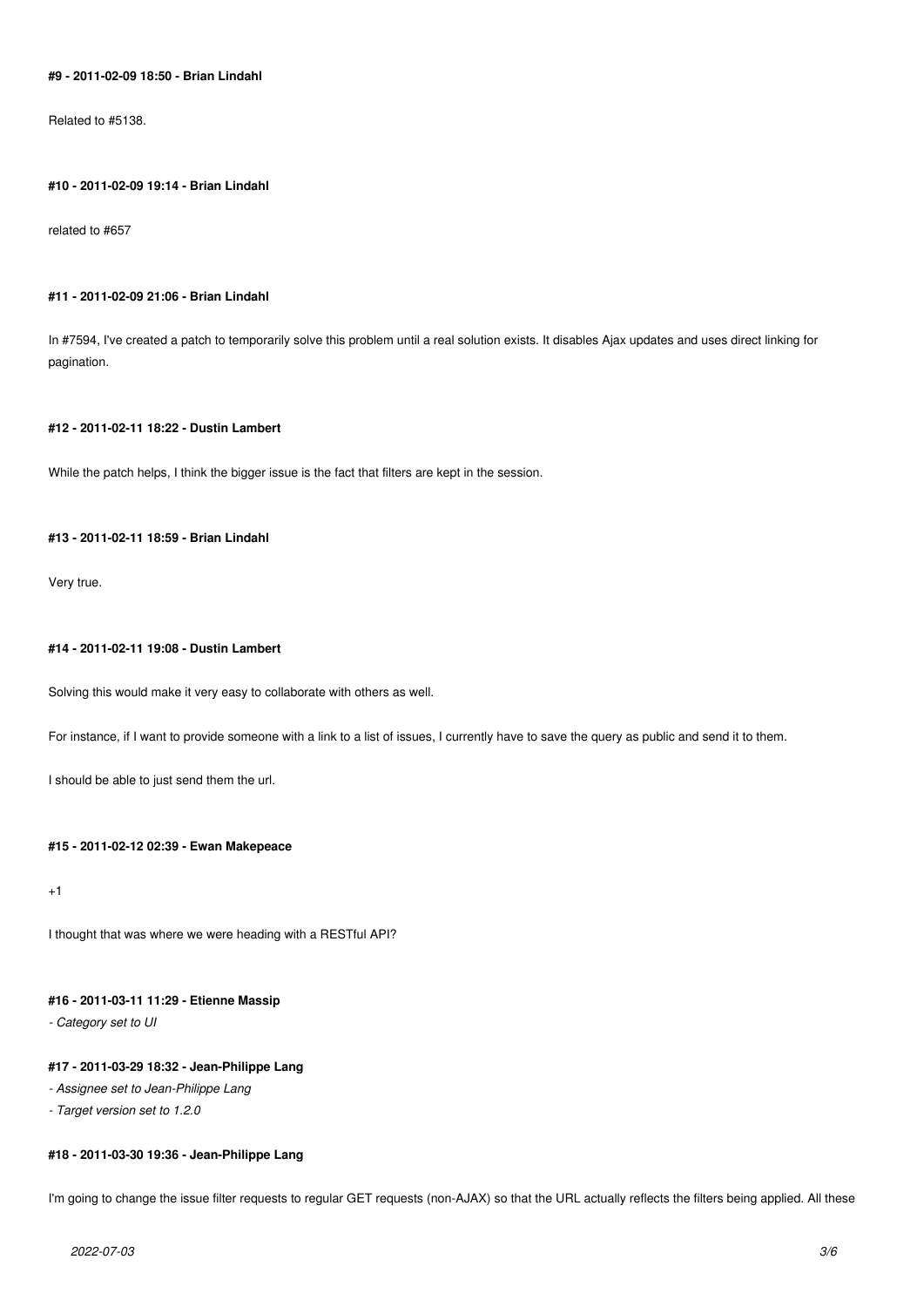#### #9 - 2011-02-09 18:50 - Brian Lindahl

Related to #5138.

#### #10 - 2011-02-09 19:14 - Brian Lindahl

related to #657

#### #11 - 2011-02-09 21:06 - Brian Lindahl

In #7594, I've created a patch to temporarily solve this problem until a real solution exists. It disables Ajax updates and uses direct linking for pagination.

#### #12 - 2011-02-11 18:22 - Dustin Lambert

While the patch helps, I think the bigger issue is the fact that filters are kept in the session.

#### #13 - 2011-02-11 18:59 - Brian Lindahl

Very true.

#### #14 - 2011-02-11 19:08 - Dustin Lambert

Solving this would make it very easy to collaborate with others as well.

For instance, if I want to provide someone with a link to a list of issues, I currently have to save the query as public and send it to them.

I should be able to just send them the url.

#### #15 - 2011-02-12 02:39 - Ewan Makepeace

+1

I thought that was where we were heading with a RESTful API?

#### #16 - 2011-03-11 11:29 - Etienne Massip

*- Category set to UI*

#### #17 - 2011-03-29 18:32 - Jean-Philippe Lang

*- Assignee set to Jean-Philippe Lang*
*- Target version set to 1.2.0*

#### #18 - 2011-03-30 19:36 - Jean-Philippe Lang

I'm going to change the issue filter requests to regular GET requests (non-AJAX) so that the URL actually reflects the filters being applied. All these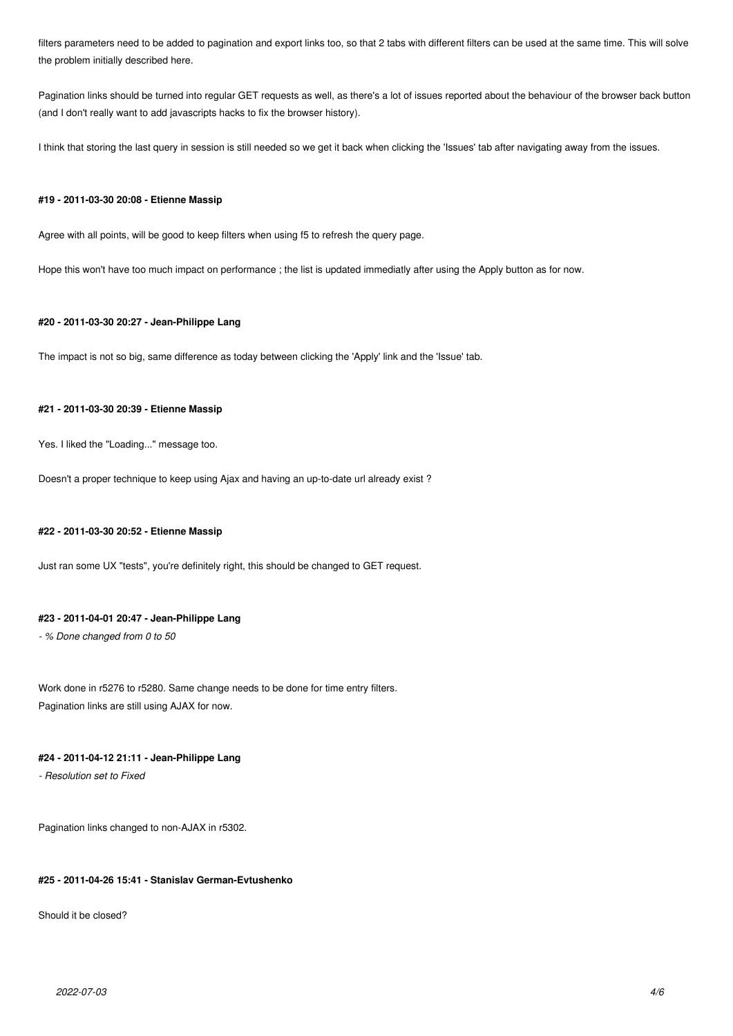filters parameters need to be added to pagination and export links too, so that 2 tabs with different filters can be used at the same time. This will solve the problem initially described here.

Pagination links should be turned into regular GET requests as well, as there's a lot of issues reported about the behaviour of the browser back button (and I don't really want to add javascripts hacks to fix the browser history).

I think that storing the last query in session is still needed so we get it back when clicking the 'Issues' tab after navigating away from the issues.

#### #19 - 2011-03-30 20:08 - Etienne Massip

Agree with all points, will be good to keep filters when using f5 to refresh the query page.

Hope this won't have too much impact on performance ; the list is updated immediatly after using the Apply button as for now.

#### #20 - 2011-03-30 20:27 - Jean-Philippe Lang

The impact is not so big, same difference as today between clicking the 'Apply' link and the 'Issue' tab.

#### #21 - 2011-03-30 20:39 - Etienne Massip

Yes. I liked the "Loading..." message too.

Doesn't a proper technique to keep using Ajax and having an up-to-date url already exist ?

#### #22 - 2011-03-30 20:52 - Etienne Massip

Just ran some UX "tests", you're definitely right, this should be changed to GET request.

#### #23 - 2011-04-01 20:47 - Jean-Philippe Lang

*- % Done changed from 0 to 50*

Work done in r5276 to r5280. Same change needs to be done for time entry filters.
Pagination links are still using AJAX for now.

#### #24 - 2011-04-12 21:11 - Jean-Philippe Lang

*- Resolution set to Fixed*

Pagination links changed to non-AJAX in r5302.

#### #25 - 2011-04-26 15:41 - Stanislav German-Evtushenko

Should it be closed?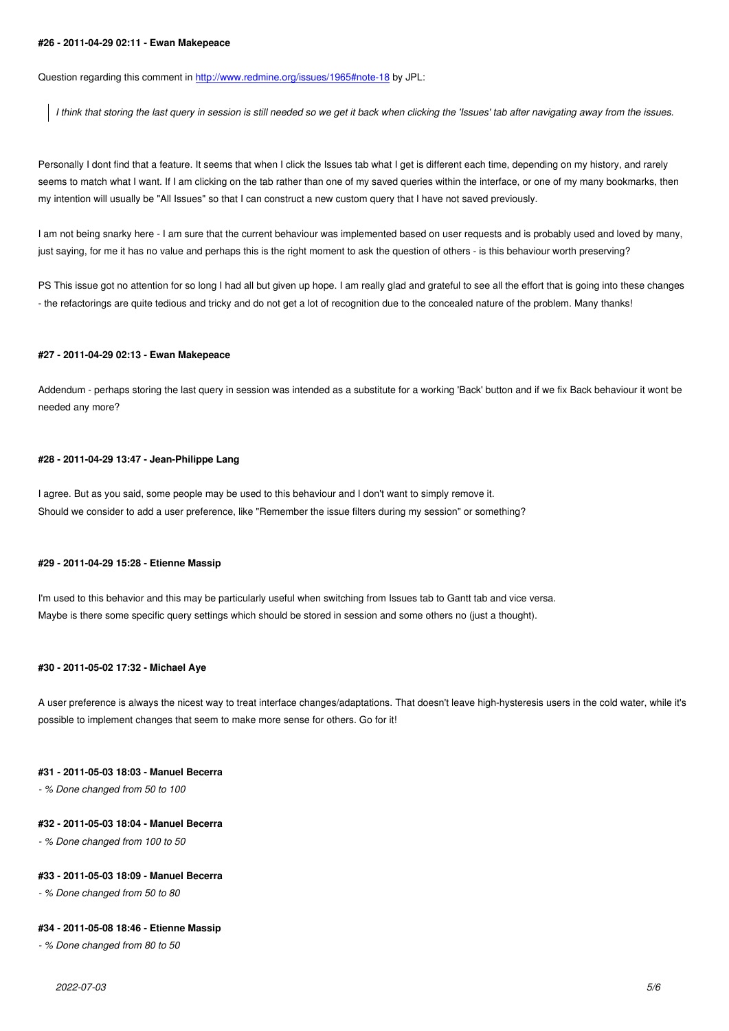#### #26 - 2011-04-29 02:11 - Ewan Makepeace

Question regarding this comment in http://www.redmine.org/issues/1965#note-18 by JPL:

> *I think that storing the last query in session is still needed so we get it back when clicking the 'Issues' tab after navigating away from the issues.*

Personally I dont find that a feature. It seems that when I click the Issues tab what I get is different each time, depending on my history, and rarely seems to match what I want. If I am clicking on the tab rather than one of my saved queries within the interface, or one of my many bookmarks, then my intention will usually be "All Issues" so that I can construct a new custom query that I have not saved previously.

I am not being snarky here - I am sure that the current behaviour was implemented based on user requests and is probably used and loved by many, just saying, for me it has no value and perhaps this is the right moment to ask the question of others - is this behaviour worth preserving?

PS This issue got no attention for so long I had all but given up hope. I am really glad and grateful to see all the effort that is going into these changes - the refactorings are quite tedious and tricky and do not get a lot of recognition due to the concealed nature of the problem. Many thanks!

#### #27 - 2011-04-29 02:13 - Ewan Makepeace

Addendum - perhaps storing the last query in session was intended as a substitute for a working 'Back' button and if we fix Back behaviour it wont be needed any more?

#### #28 - 2011-04-29 13:47 - Jean-Philippe Lang

I agree. But as you said, some people may be used to this behaviour and I don't want to simply remove it.
Should we consider to add a user preference, like "Remember the issue filters during my session" or something?

#### #29 - 2011-04-29 15:28 - Etienne Massip

I'm used to this behavior and this may be particularly useful when switching from Issues tab to Gantt tab and vice versa.
Maybe is there some specific query settings which should be stored in session and some others no (just a thought).

#### #30 - 2011-05-02 17:32 - Michael Aye

A user preference is always the nicest way to treat interface changes/adaptations. That doesn't leave high-hysteresis users in the cold water, while it's possible to implement changes that seem to make more sense for others. Go for it!

#### #31 - 2011-05-03 18:03 - Manuel Becerra

*- % Done changed from 50 to 100*

#### #32 - 2011-05-03 18:04 - Manuel Becerra

*- % Done changed from 100 to 50*

#### #33 - 2011-05-03 18:09 - Manuel Becerra

*- % Done changed from 50 to 80*

#### #34 - 2011-05-08 18:46 - Etienne Massip

*- % Done changed from 80 to 50*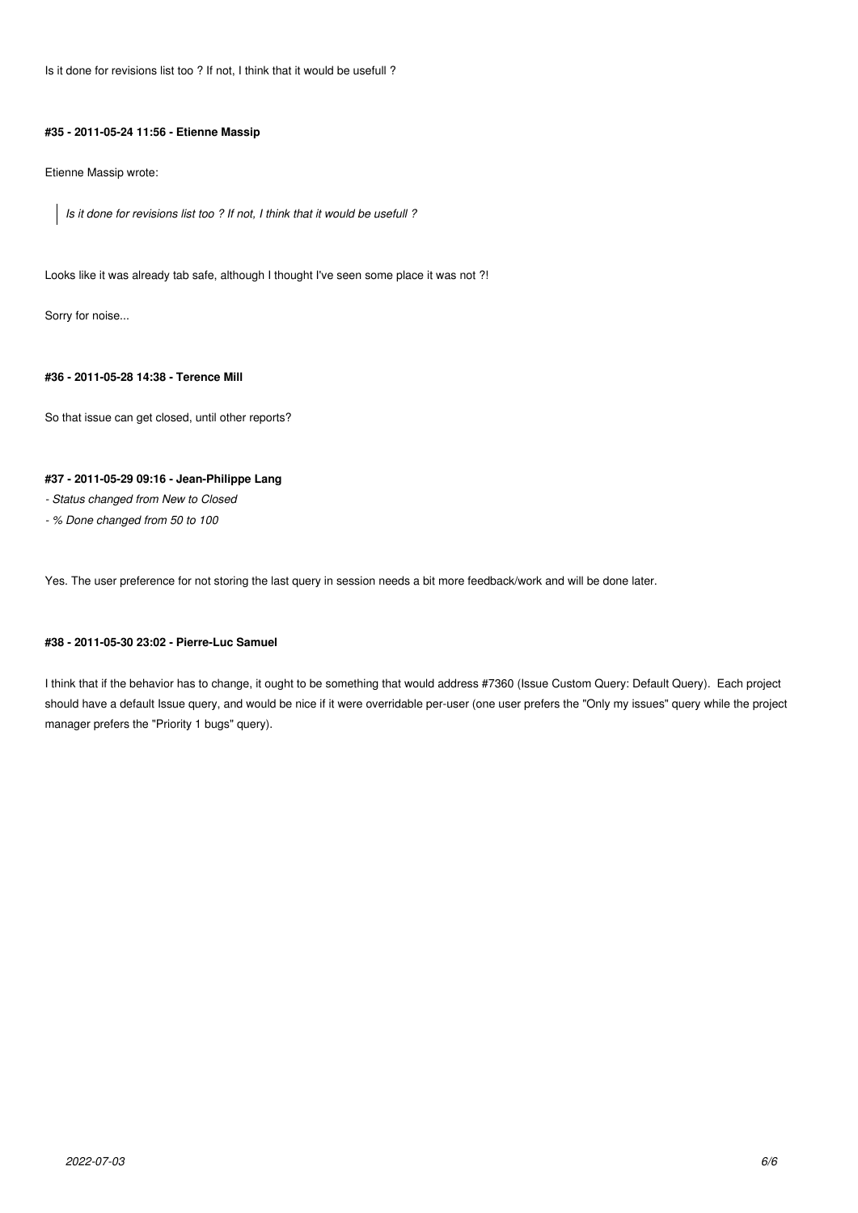Is it done for revisions list too ? If not, I think that it would be usefull ?

#### #35 - 2011-05-24 11:56 - Etienne Massip

Etienne Massip wrote:

> *Is it done for revisions list too ? If not, I think that it would be usefull ?*

Looks like it was already tab safe, although I thought I've seen some place it was not ?!

Sorry for noise...

#### #36 - 2011-05-28 14:38 - Terence Mill

So that issue can get closed, until other reports?

#### #37 - 2011-05-29 09:16 - Jean-Philippe Lang

- *Status changed from New to Closed*
- *% Done changed from 50 to 100*

Yes. The user preference for not storing the last query in session needs a bit more feedback/work and will be done later.

#### #38 - 2011-05-30 23:02 - Pierre-Luc Samuel

I think that if the behavior has to change, it ought to be something that would address #7360 (Issue Custom Query: Default Query). Each project should have a default Issue query, and would be nice if it were overridable per-user (one user prefers the "Only my issues" query while the project manager prefers the "Priority 1 bugs" query).